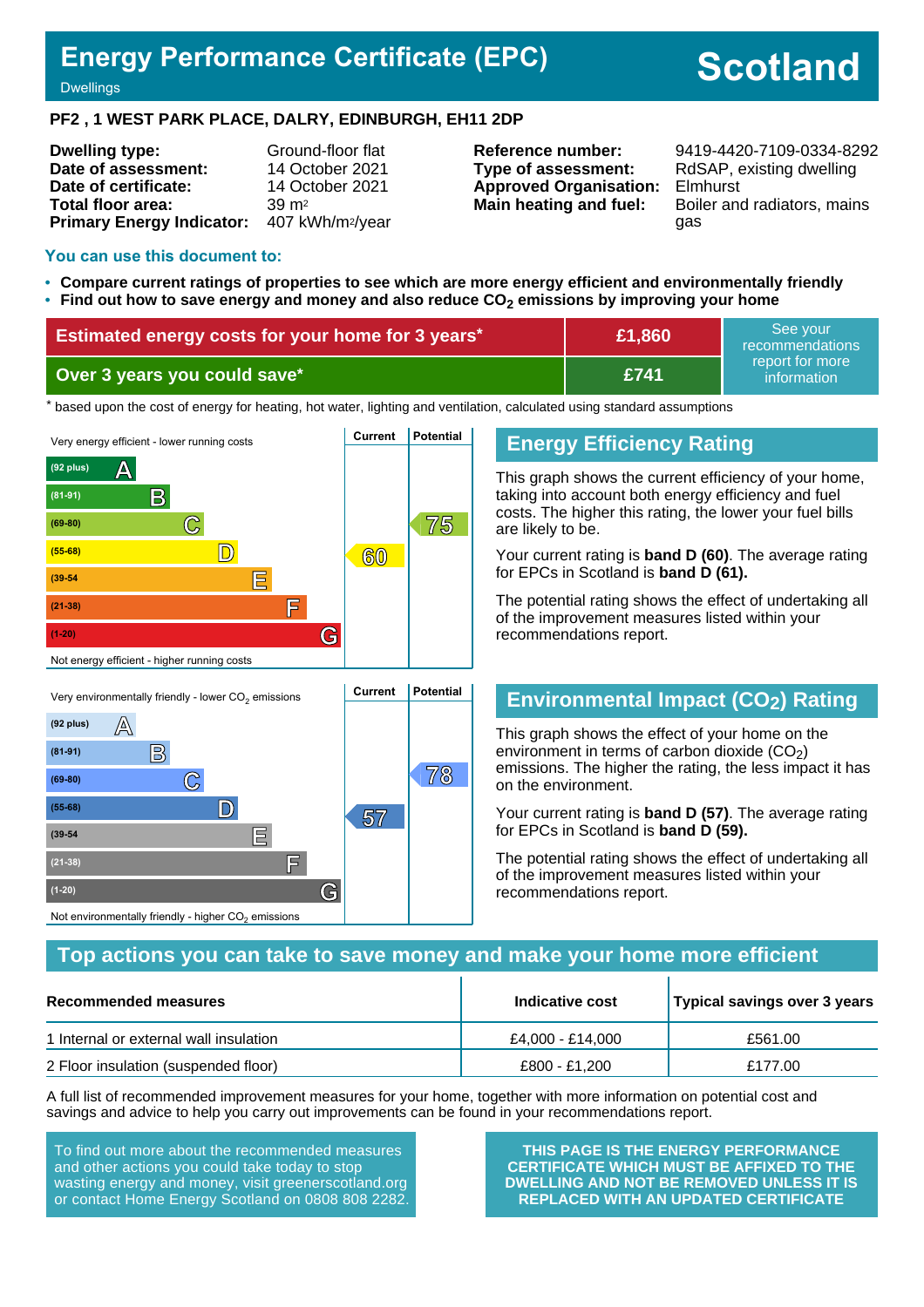# Energy Performance Certificate (EPC)

Dwellings

**Scotland**

**PF2 , 1 WEST PARK PLACE, DALRY, EDINBURGH, EH11 2DP**

| | | | |
|---|---|---|---|
| **Dwelling type:** | Ground-floor flat | **Reference number:** | 9419-4420-7109-0334-8292 |
| **Date of assessment:** | 14 October 2021 | **Type of assessment:** | RdSAP, existing dwelling |
| **Date of certificate:** | 14 October 2021 | **Approved Organisation:** | Elmhurst |
| **Total floor area:** | 39 m² | **Main heating and fuel:** | Boiler and radiators, mains gas |
| **Primary Energy Indicator:** | 407 kWh/m²/year | | |

## You can use this document to:

- **Compare current ratings of properties to see which are more energy efficient and environmentally friendly**
- **Find out how to save energy and money and also reduce $CO_2$ emissions by improving your home**

| | | |
|---|---|---|
| **Estimated energy costs for your home for 3 years*** | **£1,860** | See your recommendations report for more information |
| **Over 3 years you could save*** | **£741** | |

* based upon the cost of energy for heating, hot water, lighting and ventilation, calculated using standard assumptions

| Energy Efficiency Rating | Current | Potential |
|---|---|---|
| Very energy efficient - lower running costs | | |
| (92 plus) A | | |
| (81-91) B | | |
| (69-80) C | | 75 |
| (55-68) D | 60 | |
| (39-54) E | | |
| (21-38) F | | |
| (1-20) G | | |
| Not energy efficient - higher running costs | | |

## Energy Efficiency Rating

This graph shows the current efficiency of your home, taking into account both energy efficiency and fuel costs. The higher this rating, the lower your fuel bills are likely to be.

Your current rating is **band D (60)**. The average rating for EPCs in Scotland is **band D (61).**

The potential rating shows the effect of undertaking all of the improvement measures listed within your recommendations report.

| Environmental Impact ($CO_2$) Rating | Current | Potential |
|---|---|---|
| Very environmentally friendly - lower $CO_2$ emissions | | |
| (92 plus) A | | |
| (81-91) B | | |
| (69-80) C | | 78 |
| (55-68) D | 57 | |
| (39-54) E | | |
| (21-38) F | | |
| (1-20) G | | |
| Not environmentally friendly - higher $CO_2$ emissions | | |

## Environmental Impact ($CO_2$) Rating

This graph shows the effect of your home on the environment in terms of carbon dioxide ($CO_2$) emissions. The higher the rating, the less impact it has on the environment.

Your current rating is **band D (57)**. The average rating for EPCs in Scotland is **band D (59).**

The potential rating shows the effect of undertaking all of the improvement measures listed within your recommendations report.

## Top actions you can take to save money and make your home more efficient

| Recommended measures | Indicative cost | Typical savings over 3 years |
|---|---|---|
| 1 Internal or external wall insulation | £4,000 - £14,000 | £561.00 |
| 2 Floor insulation (suspended floor) | £800 - £1,200 | £177.00 |

A full list of recommended improvement measures for your home, together with more information on potential cost and savings and advice to help you carry out improvements can be found in your recommendations report.

To find out more about the recommended measures and other actions you could take today to stop wasting energy and money, visit greenerscotland.org or contact Home Energy Scotland on 0808 808 2282.

**THIS PAGE IS THE ENERGY PERFORMANCE CERTIFICATE WHICH MUST BE AFFIXED TO THE DWELLING AND NOT BE REMOVED UNLESS IT IS REPLACED WITH AN UPDATED CERTIFICATE**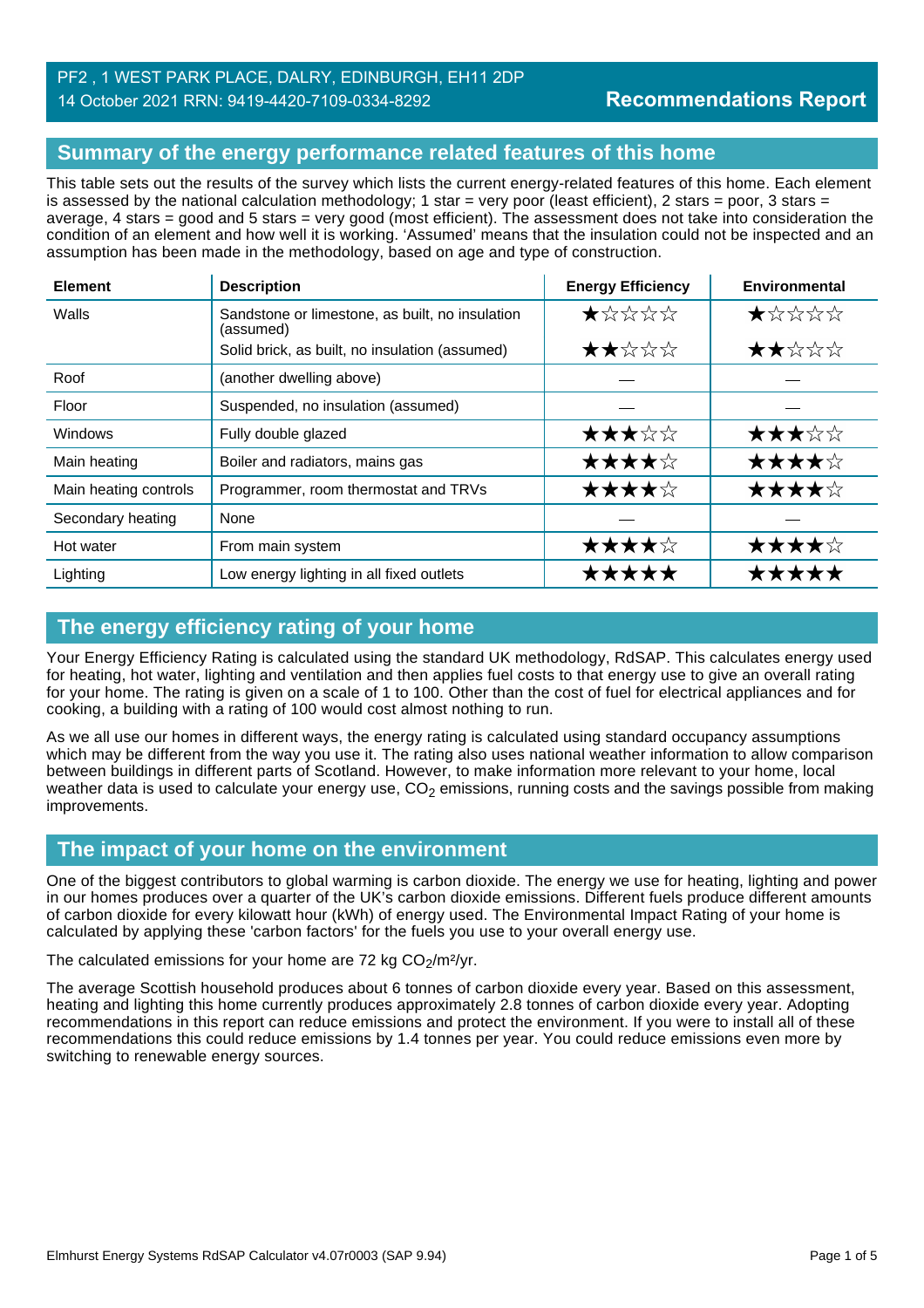PF2 , 1 WEST PARK PLACE, DALRY, EDINBURGH, EH11 2DP
14 October 2021 RRN: 9419-4420-7109-0334-8292

**Recommendations Report**

## Summary of the energy performance related features of this home

This table sets out the results of the survey which lists the current energy-related features of this home. Each element is assessed by the national calculation methodology; 1 star = very poor (least efficient), 2 stars = poor, 3 stars = average, 4 stars = good and 5 stars = very good (most efficient). The assessment does not take into consideration the condition of an element and how well it is working. 'Assumed' means that the insulation could not be inspected and an assumption has been made in the methodology, based on age and type of construction.

| Element | Description | Energy Efficiency | Environmental |
|---|---|---|---|
| Walls | Sandstone or limestone, as built, no insulation (assumed) | ★☆☆☆☆ | ★☆☆☆☆ |
| | Solid brick, as built, no insulation (assumed) | ★★☆☆☆ | ★★☆☆☆ |
| Roof | (another dwelling above) | — | — |
| Floor | Suspended, no insulation (assumed) | — | — |
| Windows | Fully double glazed | ★★★☆☆ | ★★★☆☆ |
| Main heating | Boiler and radiators, mains gas | ★★★★☆ | ★★★★☆ |
| Main heating controls | Programmer, room thermostat and TRVs | ★★★★☆ | ★★★★☆ |
| Secondary heating | None | — | — |
| Hot water | From main system | ★★★★☆ | ★★★★☆ |
| Lighting | Low energy lighting in all fixed outlets | ★★★★★ | ★★★★★ |

## The energy efficiency rating of your home

Your Energy Efficiency Rating is calculated using the standard UK methodology, RdSAP. This calculates energy used for heating, hot water, lighting and ventilation and then applies fuel costs to that energy use to give an overall rating for your home. The rating is given on a scale of 1 to 100. Other than the cost of fuel for electrical appliances and for cooking, a building with a rating of 100 would cost almost nothing to run.

As we all use our homes in different ways, the energy rating is calculated using standard occupancy assumptions which may be different from the way you use it. The rating also uses national weather information to allow comparison between buildings in different parts of Scotland. However, to make information more relevant to your home, local weather data is used to calculate your energy use, $CO_2$ emissions, running costs and the savings possible from making improvements.

## The impact of your home on the environment

One of the biggest contributors to global warming is carbon dioxide. The energy we use for heating, lighting and power in our homes produces over a quarter of the UK's carbon dioxide emissions. Different fuels produce different amounts of carbon dioxide for every kilowatt hour (kWh) of energy used. The Environmental Impact Rating of your home is calculated by applying these 'carbon factors' for the fuels you use to your overall energy use.

The calculated emissions for your home are 72 kg $CO_2/m^2/yr$.

The average Scottish household produces about 6 tonnes of carbon dioxide every year. Based on this assessment, heating and lighting this home currently produces approximately 2.8 tonnes of carbon dioxide every year. Adopting recommendations in this report can reduce emissions and protect the environment. If you were to install all of these recommendations this could reduce emissions by 1.4 tonnes per year. You could reduce emissions even more by switching to renewable energy sources.

Elmhurst Energy Systems RdSAP Calculator v4.07r0003 (SAP 9.94)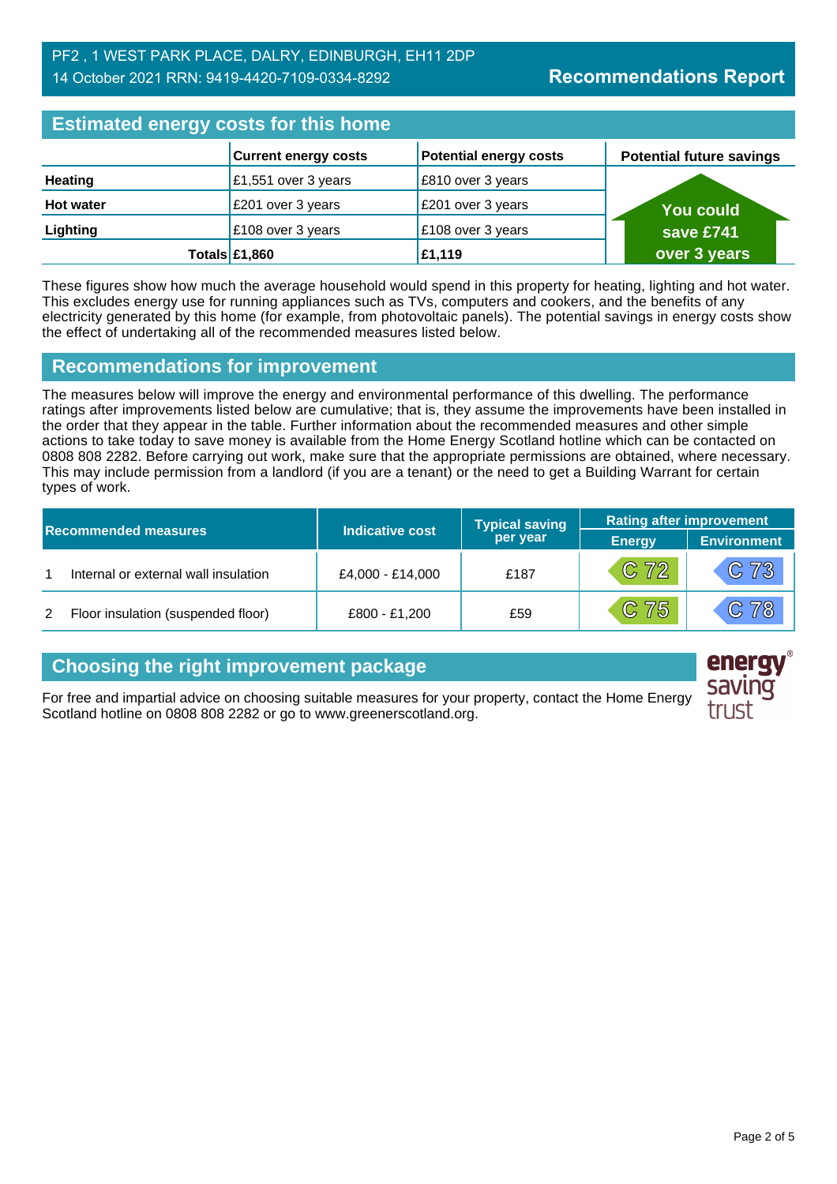PF2 , 1 WEST PARK PLACE, DALRY, EDINBURGH, EH11 2DP
14 October 2021 RRN: 9419-4420-7109-0334-8292

**Recommendations Report**

## Estimated energy costs for this home

| | Current energy costs | Potential energy costs | Potential future savings |
|---|---|---|---|
| **Heating** | £1,551 over 3 years | £810 over 3 years | You could save £741 over 3 years |
| **Hot water** | £201 over 3 years | £201 over 3 years | |
| **Lighting** | £108 over 3 years | £108 over 3 years | |
| **Totals** | **£1,860** | **£1,119** | |

These figures show how much the average household would spend in this property for heating, lighting and hot water. This excludes energy use for running appliances such as TVs, computers and cookers, and the benefits of any electricity generated by this home (for example, from photovoltaic panels). The potential savings in energy costs show the effect of undertaking all of the recommended measures listed below.

## Recommendations for improvement

The measures below will improve the energy and environmental performance of this dwelling. The performance ratings after improvements listed below are cumulative; that is, they assume the improvements have been installed in the order that they appear in the table. Further information about the recommended measures and other simple actions to take today to save money is available from the Home Energy Scotland hotline which can be contacted on 0808 808 2282. Before carrying out work, make sure that the appropriate permissions are obtained, where necessary. This may include permission from a landlord (if you are a tenant) or the need to get a Building Warrant for certain types of work.

| | Recommended measures | Indicative cost | Typical saving per year | Rating after improvement | |
|---|---|---|---|---|---|
| | | | | Energy | Environment |
| 1 | Internal or external wall insulation | £4,000 - £14,000 | £187 | C 72 | C 73 |
| 2 | Floor insulation (suspended floor) | £800 - £1,200 | £59 | C 75 | C 78 |

## Choosing the right improvement package

For free and impartial advice on choosing suitable measures for your property, contact the Home Energy Scotland hotline on 0808 808 2282 or go to www.greenerscotland.org.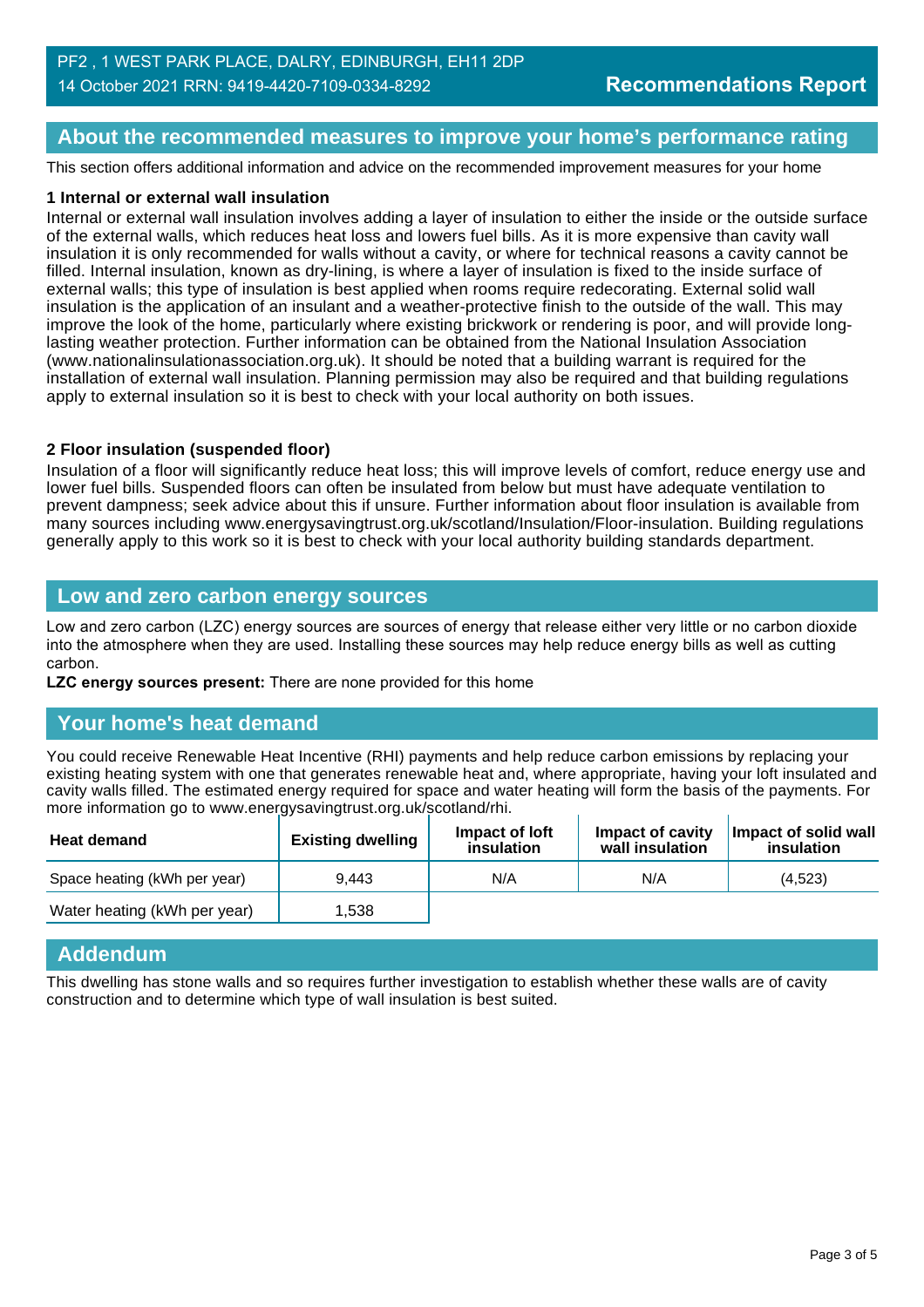## About the recommended measures to improve your home's performance rating

This section offers additional information and advice on the recommended improvement measures for your home

**1 Internal or external wall insulation**

Internal or external wall insulation involves adding a layer of insulation to either the inside or the outside surface of the external walls, which reduces heat loss and lowers fuel bills. As it is more expensive than cavity wall insulation it is only recommended for walls without a cavity, or where for technical reasons a cavity cannot be filled. Internal insulation, known as dry-lining, is where a layer of insulation is fixed to the inside surface of external walls; this type of insulation is best applied when rooms require redecorating. External solid wall insulation is the application of an insulant and a weather-protective finish to the outside of the wall. This may improve the look of the home, particularly where existing brickwork or rendering is poor, and will provide long-lasting weather protection. Further information can be obtained from the National Insulation Association (www.nationalinsulationassociation.org.uk). It should be noted that a building warrant is required for the installation of external wall insulation. Planning permission may also be required and that building regulations apply to external insulation so it is best to check with your local authority on both issues.

**2 Floor insulation (suspended floor)**

Insulation of a floor will significantly reduce heat loss; this will improve levels of comfort, reduce energy use and lower fuel bills. Suspended floors can often be insulated from below but must have adequate ventilation to prevent dampness; seek advice about this if unsure. Further information about floor insulation is available from many sources including www.energysavingtrust.org.uk/scotland/Insulation/Floor-insulation. Building regulations generally apply to this work so it is best to check with your local authority building standards department.

## Low and zero carbon energy sources

Low and zero carbon (LZC) energy sources are sources of energy that release either very little or no carbon dioxide into the atmosphere when they are used. Installing these sources may help reduce energy bills as well as cutting carbon.

**LZC energy sources present:** There are none provided for this home

## Your home's heat demand

You could receive Renewable Heat Incentive (RHI) payments and help reduce carbon emissions by replacing your existing heating system with one that generates renewable heat and, where appropriate, having your loft insulated and cavity walls filled. The estimated energy required for space and water heating will form the basis of the payments. For more information go to www.energysavingtrust.org.uk/scotland/rhi.

| Heat demand | Existing dwelling | Impact of loft insulation | Impact of cavity wall insulation | Impact of solid wall insulation |
|---|---|---|---|---|
| Space heating (kWh per year) | 9,443 | N/A | N/A | (4,523) |
| Water heating (kWh per year) | 1,538 | | | |

## Addendum

This dwelling has stone walls and so requires further investigation to establish whether these walls are of cavity construction and to determine which type of wall insulation is best suited.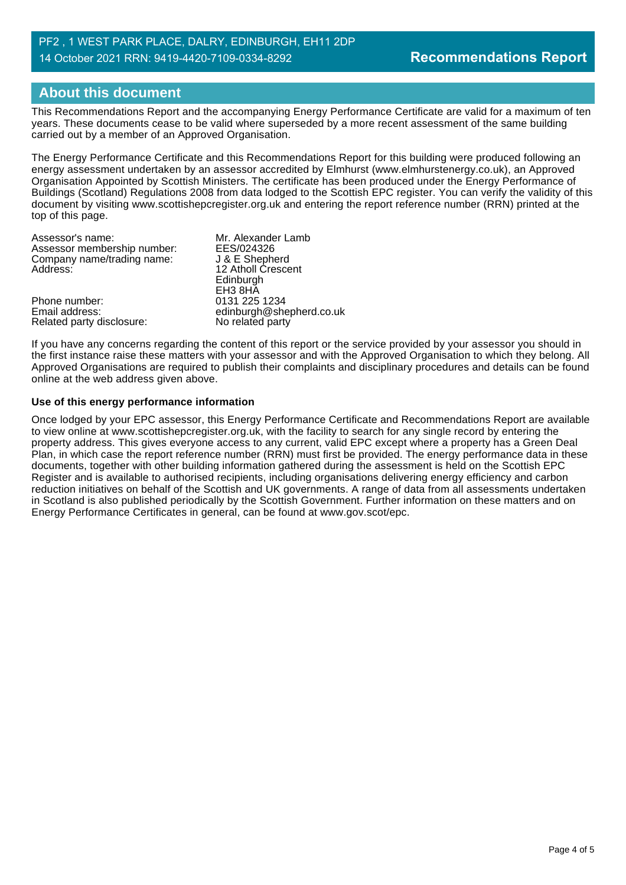## About this document

This Recommendations Report and the accompanying Energy Performance Certificate are valid for a maximum of ten years. These documents cease to be valid where superseded by a more recent assessment of the same building carried out by a member of an Approved Organisation.

The Energy Performance Certificate and this Recommendations Report for this building were produced following an energy assessment undertaken by an assessor accredited by Elmhurst (www.elmhurstenergy.co.uk), an Approved Organisation Appointed by Scottish Ministers. The certificate has been produced under the Energy Performance of Buildings (Scotland) Regulations 2008 from data lodged to the Scottish EPC register. You can verify the validity of this document by visiting www.scottishepcregister.org.uk and entering the report reference number (RRN) printed at the top of this page.

| | |
|---|---|
| Assessor's name: | Mr. Alexander Lamb |
| Assessor membership number: | EES/024326 |
| Company name/trading name: | J & E Shepherd |
| Address: | 12 Atholl Crescent<br>Edinburgh<br>EH3 8HA |
| Phone number: | 0131 225 1234 |
| Email address: | edinburgh@shepherd.co.uk |
| Related party disclosure: | No related party |

If you have any concerns regarding the content of this report or the service provided by your assessor you should in the first instance raise these matters with your assessor and with the Approved Organisation to which they belong. All Approved Organisations are required to publish their complaints and disciplinary procedures and details can be found online at the web address given above.

**Use of this energy performance information**

Once lodged by your EPC assessor, this Energy Performance Certificate and Recommendations Report are available to view online at www.scottishepcregister.org.uk, with the facility to search for any single record by entering the property address. This gives everyone access to any current, valid EPC except where a property has a Green Deal Plan, in which case the report reference number (RRN) must first be provided. The energy performance data in these documents, together with other building information gathered during the assessment is held on the Scottish EPC Register and is available to authorised recipients, including organisations delivering energy efficiency and carbon reduction initiatives on behalf of the Scottish and UK governments. A range of data from all assessments undertaken in Scotland is also published periodically by the Scottish Government. Further information on these matters and on Energy Performance Certificates in general, can be found at www.gov.scot/epc.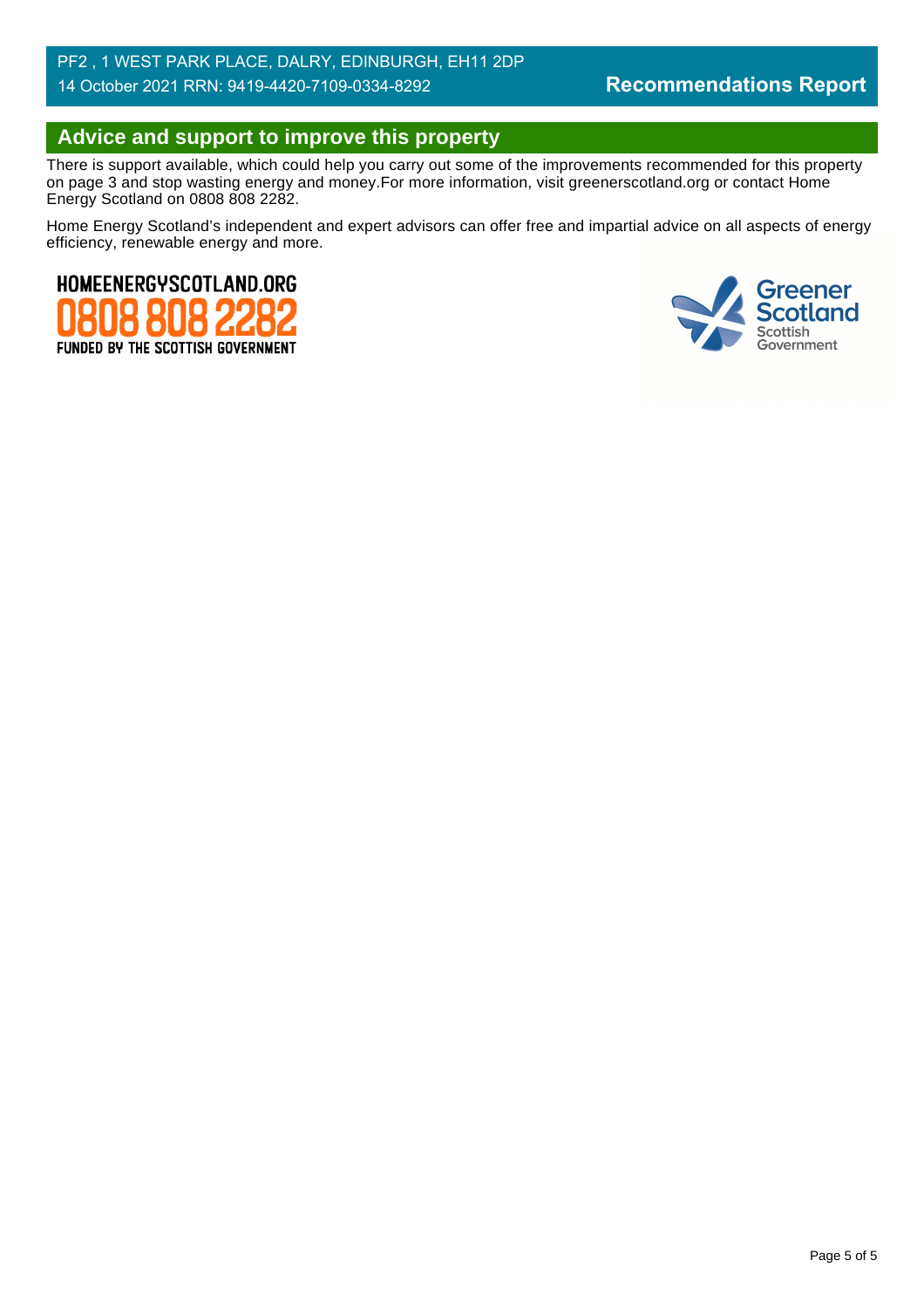## Advice and support to improve this property

There is support available, which could help you carry out some of the improvements recommended for this property on page 3 and stop wasting energy and money.For more information, visit greenerscotland.org or contact Home Energy Scotland on 0808 808 2282.

Home Energy Scotland's independent and expert advisors can offer free and impartial advice on all aspects of energy efficiency, renewable energy and more.

HOMEENERGYSCOTLAND.ORG
0808 808 2282
FUNDED BY THE SCOTTISH GOVERNMENT

Greener Scotland
Scottish Government